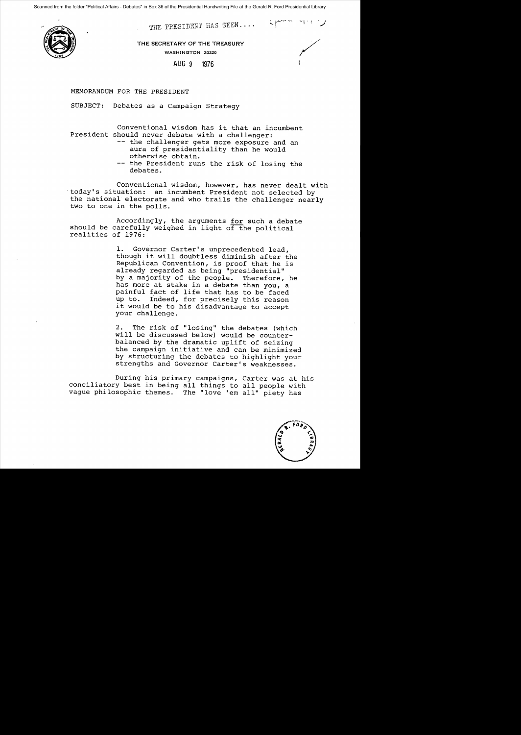THE PRESIDENT HAS SEEN....

THE SECRETARY OF THE TREASURY

WASHINGTON 20220

AUG 9 1976

MEMORANDUM FOR THE PRESIDENT

SUBJECT: Debates as a Campaign Strategy

Conventional wisdom has it that an incumbent President should never debate with a challenger:

- -- the challenger gets more exposure and an aura of presidentiality than he would otherwise obtain.
- -- the President runs the risk of losing the debates.

Conventional wisdom, however, has never dealt with today's situation: an incumbent President not selected by the national electorate and who trails the challenger nearly two to one in the polls.

Accordingly, the arguments for such a debate should be carefully weighed in light of the political realities of 1976:

1. Governor Carter's unprecedented lead, though it will doubtless diminish after the Republican Convention, is proof that he is already regarded as being "presidential" by a majority of the people. Therefore, he has more at stake in a debate than you, a painful fact of life that has to be faced up to. Indeed, for precisely this reason it would be to his disadvantage to accept your challenge.

2. The risk of "losing" the debates (which will be discussed below) would be counterbalanced by the dramatic uplift of seizing the campaign initiative and can be minimized by structuring the debates to highlight your strengths and Governor Carter's weaknesses.

During his primary campaigns, Carter was at his conciliatory best in being all things to all people with vague philosophic themes. The "love 'em all" piety has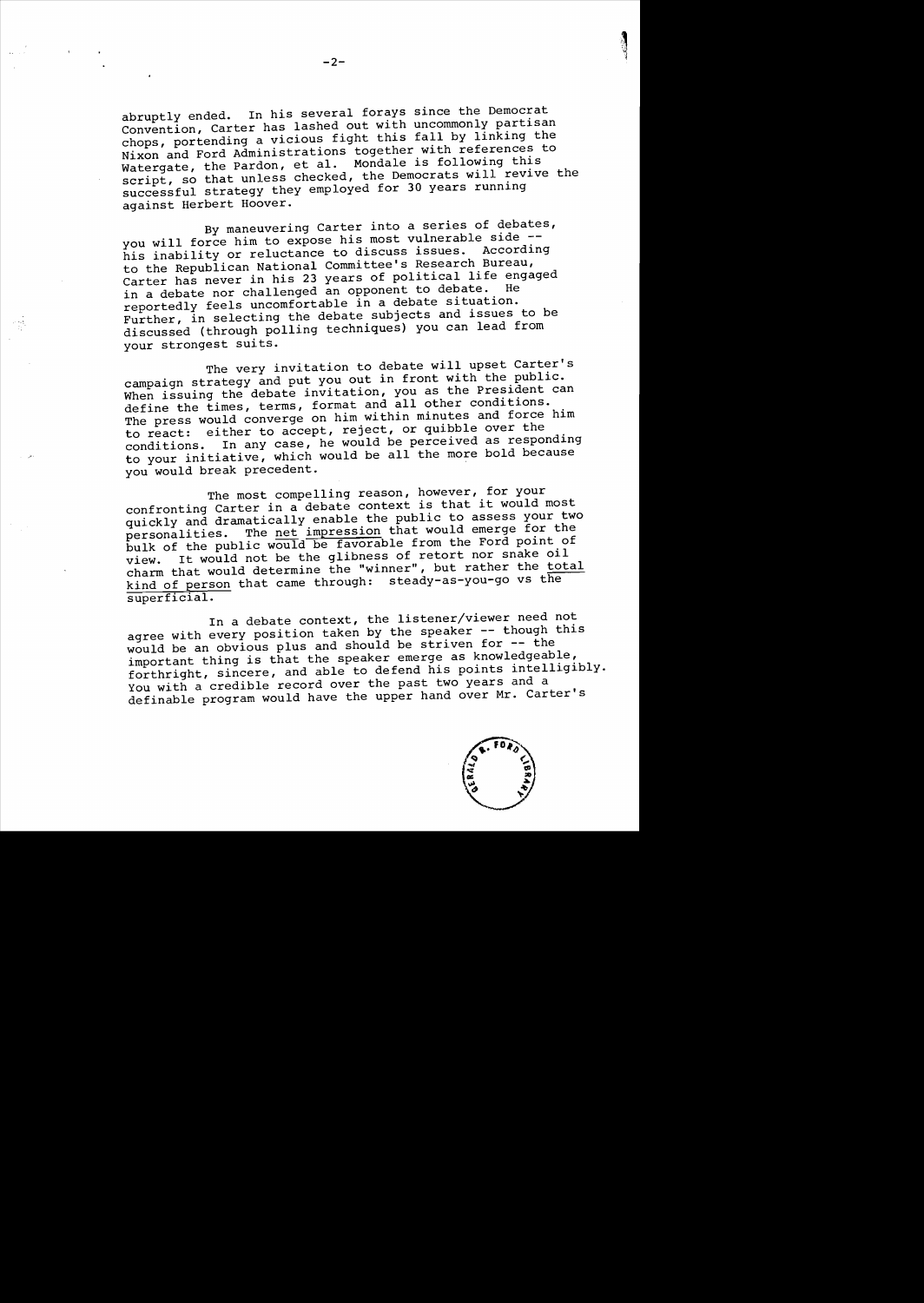abruptly ended. In his several forays since the Democrat Convention, Carter has lashed out with uncommonly partisan chops, portending a vicious fight this fall by linking the Nixon and Ford Administrations together with references to Watergate, the Pardon, et al. Mondale is following this script, so that unless checked, the Democrats will revive the successful strategy they employed for 30 years running against Herbert Hoover.

By maneuvering Carter into a series of debates, you will force him to expose his most vulnerable side -- his inability or reluctance to discuss issues. According to the Republican National Committee's Research Bureau, Carter has never in his 23 years of political life engaged in a debate nor challenged an opponent to debate. He reportedly feels uncomfortable in a debate situation. Further, in selecting the debate subjects and issues to be discussed (through polling techniques) you can lead from your strongest suits.

The very invitation to debate will upset Carter's campaign strategy and put you out in front with the public. When issuing the debate invitation, you as the President can define the times, terms, format and all other conditions. The press would converge on him within minutes and force him to react: either to accept, reject, or quibble over the conditions. In any case, he would be perceived as responding to your initiative, which would be all the more bold because you would break precedent.

The most compelling reason, however, for your confronting Carter in a debate context is that it would most quickly and dramatically enable the public to assess your two personalities. The net impression that would emerge for the bulk of the public would be favorable from the Ford point of view. It would not be the glibness of retort nor snake oil charm that would determine the "winner", but rather the total kind of person that came through: steady-as-you-go vs the superficial.

In a debate context, the listener/viewer need not agree with every position taken by the speaker -- though this would be an obvious plus and should be striven for -- the important thing is that the speaker emerge as knowledgeable, forthright, sincere, and able to defend his points intelligibly. You with a credible record over the past two years and a definable program would have the upper hand over Mr. Carter's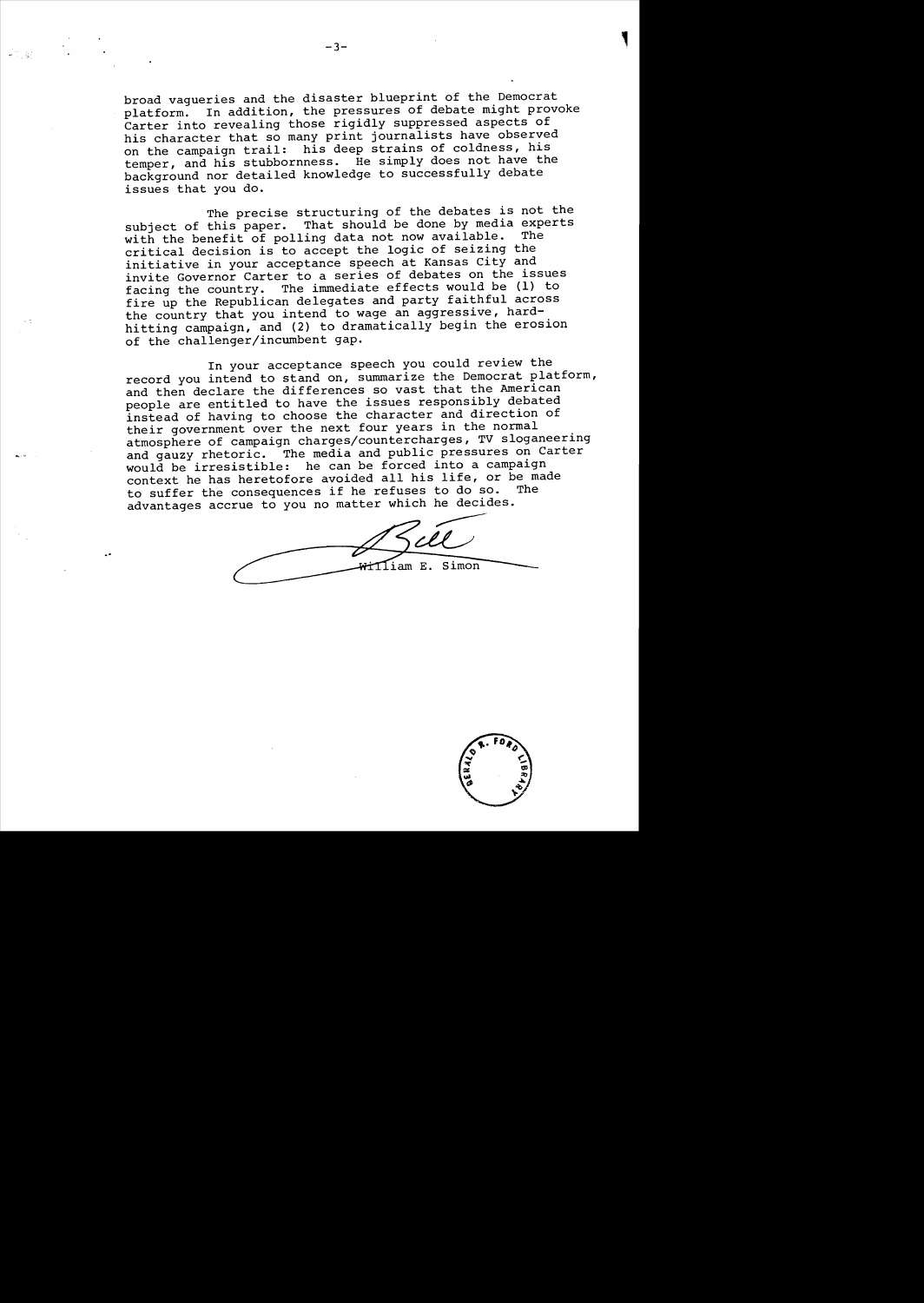broad vagueries and the disaster blueprint of the Democrat platform. In addition, the pressures of debate might provoke Carter into revealing those rigidly suppressed aspects of his character that so many print journalists have observed on the campaign trail: his deep strains of coldness, his temper, and his stubbornness. He simply does not have the background nor detailed knowledge to successfully debate issues that you do.

The precise structuring of the debates is not the subject of this paper. That should be done by media experts with the benefit of polling data not now available. The critical decision is to accept the logic of seizing the initiative in your acceptance speech at Kansas City and invite Governor Carter to a series of debates on the issues facing the country. The immediate effects would be (1) to fire up the Republican delegates and party faithful across the country that you intend to wage an aggressive, hard-hitting campaign, and (2) to dramatically begin the erosion of the challenger/incumbent gap.

In your acceptance speech you could review the record you intend to stand on, summarize the Democrat platform, and then declare the differences so vast that the American people are entitled to have the issues responsibly debated instead of having to choose the character and direction of their government over the next four years in the normal atmosphere of campaign charges/countercharges, TV sloganeering and gauzy rhetoric. The media and public pressures on Carter would be irresistible: he can be forced into a campaign context he has heretofore avoided all his life, or be made to suffer the consequences if he refuses to do so. The advantages accrue to you no matter which he decides.

Bill

William E. Simon